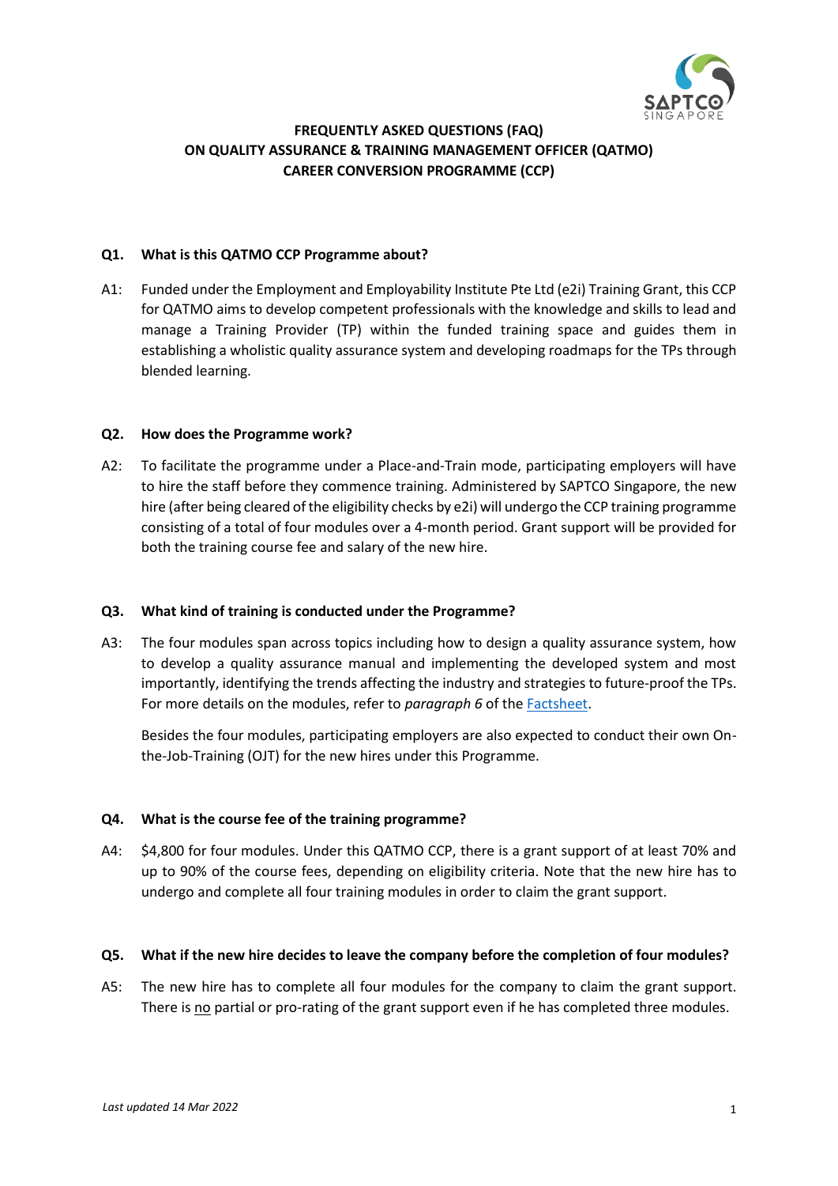# FREQUENTLY ASKED QUESTIONS (FAQ) ON QUALITY ASSURANCE & TRAINING MANAGEMENT OFFICER (QATMO) CAREER CONVERSION PROGRAMME (CCP)

**Q1. What is this QATMO CCP Programme about?**

A1: Funded under the Employment and Employability Institute Pte Ltd (e2i) Training Grant, this CCP for QATMO aims to develop competent professionals with the knowledge and skills to lead and manage a Training Provider (TP) within the funded training space and guides them in establishing a wholistic quality assurance system and developing roadmaps for the TPs through blended learning.

**Q2. How does the Programme work?**

A2: To facilitate the programme under a Place-and-Train mode, participating employers will have to hire the staff before they commence training. Administered by SAPTCO Singapore, the new hire (after being cleared of the eligibility checks by e2i) will undergo the CCP training programme consisting of a total of four modules over a 4-month period. Grant support will be provided for both the training course fee and salary of the new hire.

**Q3. What kind of training is conducted under the Programme?**

A3: The four modules span across topics including how to design a quality assurance system, how to develop a quality assurance manual and implementing the developed system and most importantly, identifying the trends affecting the industry and strategies to future-proof the TPs. For more details on the modules, refer to *paragraph 6* of the Factsheet.

Besides the four modules, participating employers are also expected to conduct their own On-the-Job-Training (OJT) for the new hires under this Programme.

**Q4. What is the course fee of the training programme?**

A4: $4,800 for four modules. Under this QATMO CCP, there is a grant support of at least 70% and up to 90% of the course fees, depending on eligibility criteria. Note that the new hire has to undergo and complete all four training modules in order to claim the grant support.

**Q5. What if the new hire decides to leave the company before the completion of four modules?**

A5: The new hire has to complete all four modules for the company to claim the grant support. There is no partial or pro-rating of the grant support even if he has completed three modules.

*Last updated 14 Mar 2022*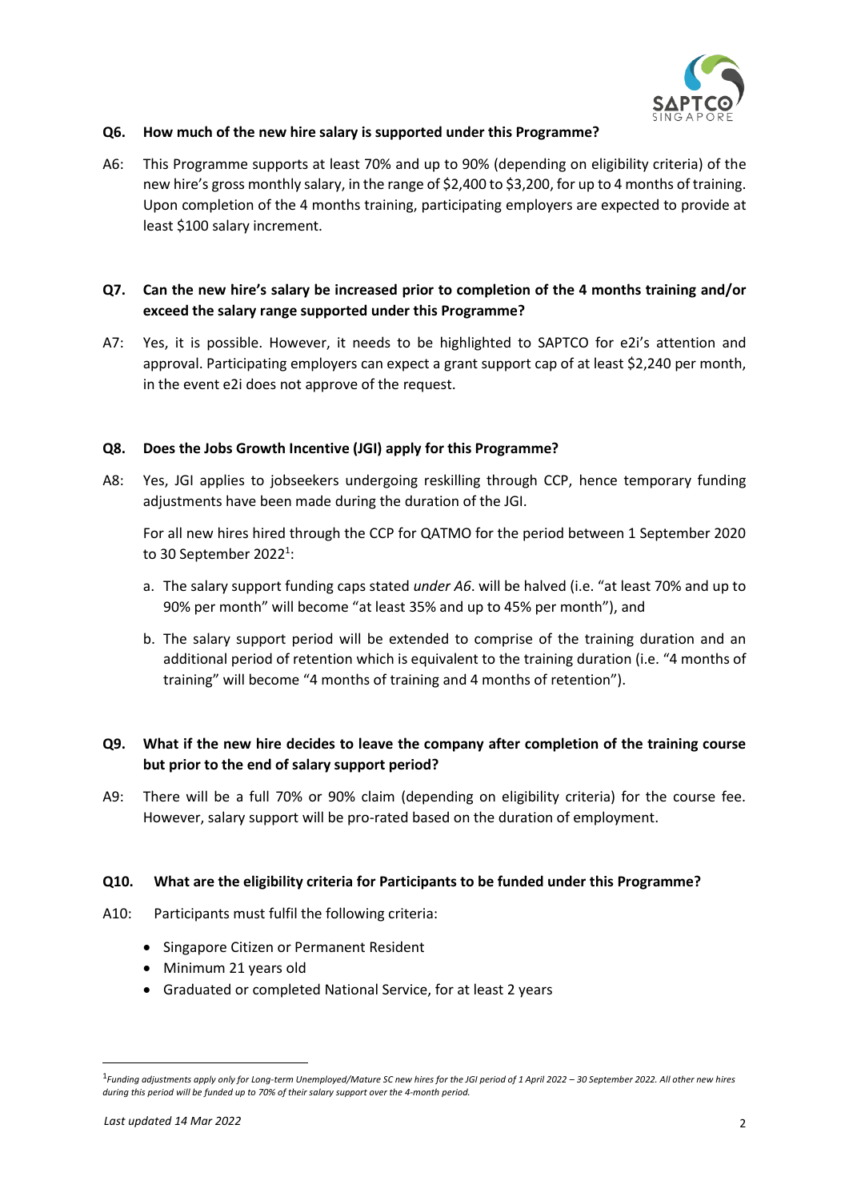**Q6. How much of the new hire salary is supported under this Programme?**

A6: This Programme supports at least 70% and up to 90% (depending on eligibility criteria) of the new hire's gross monthly salary, in the range of $2,400 to $3,200, for up to 4 months of training. Upon completion of the 4 months training, participating employers are expected to provide at least $100 salary increment.

**Q7. Can the new hire's salary be increased prior to completion of the 4 months training and/or exceed the salary range supported under this Programme?**

A7: Yes, it is possible. However, it needs to be highlighted to SAPTCO for e2i's attention and approval. Participating employers can expect a grant support cap of at least $2,240 per month, in the event e2i does not approve of the request.

**Q8. Does the Jobs Growth Incentive (JGI) apply for this Programme?**

A8: Yes, JGI applies to jobseekers undergoing reskilling through CCP, hence temporary funding adjustments have been made during the duration of the JGI.

For all new hires hired through the CCP for QATMO for the period between 1 September 2020 to 30 September 2022[1]:

a. The salary support funding caps stated *under A6*. will be halved (i.e. "at least 70% and up to 90% per month" will become "at least 35% and up to 45% per month"), and

b. The salary support period will be extended to comprise of the training duration and an additional period of retention which is equivalent to the training duration (i.e. "4 months of training" will become "4 months of training and 4 months of retention").

**Q9. What if the new hire decides to leave the company after completion of the training course but prior to the end of salary support period?**

A9: There will be a full 70% or 90% claim (depending on eligibility criteria) for the course fee. However, salary support will be pro-rated based on the duration of employment.

**Q10. What are the eligibility criteria for Participants to be funded under this Programme?**

A10: Participants must fulfil the following criteria:

- Singapore Citizen or Permanent Resident
- Minimum 21 years old
- Graduated or completed National Service, for at least 2 years

[1] *Funding adjustments apply only for Long-term Unemployed/Mature SC new hires for the JGI period of 1 April 2022 – 30 September 2022. All other new hires during this period will be funded up to 70% of their salary support over the 4-month period.*

*Last updated 14 Mar 2022*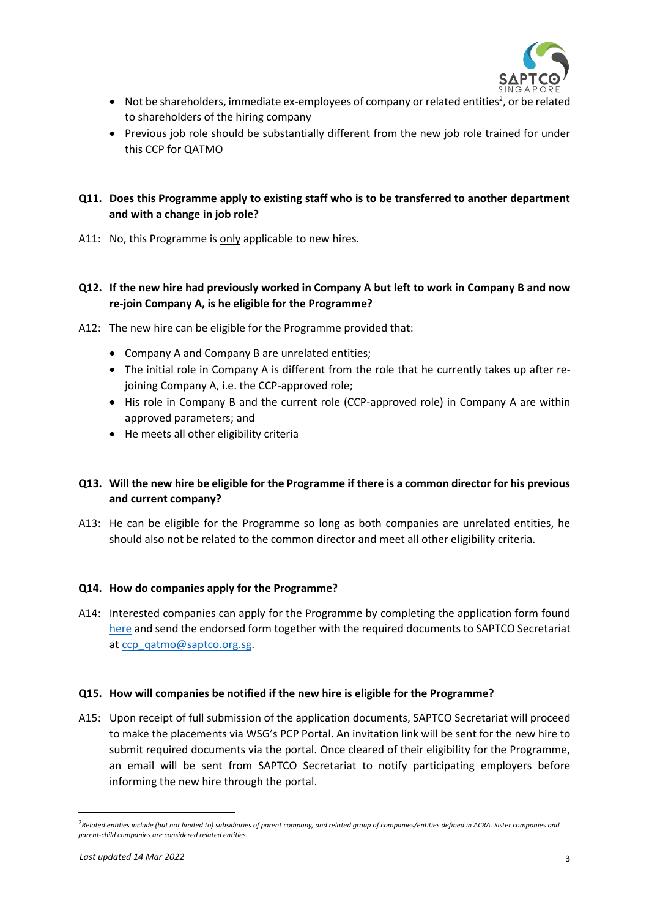- Not be shareholders, immediate ex-employees of company or related entities[2], or be related to shareholders of the hiring company
- Previous job role should be substantially different from the new job role trained for under this CCP for QATMO

**Q11. Does this Programme apply to existing staff who is to be transferred to another department and with a change in job role?**

A11: No, this Programme is only applicable to new hires.

**Q12. If the new hire had previously worked in Company A but left to work in Company B and now re-join Company A, is he eligible for the Programme?**

A12: The new hire can be eligible for the Programme provided that:

- Company A and Company B are unrelated entities;
- The initial role in Company A is different from the role that he currently takes up after re-joining Company A, i.e. the CCP-approved role;
- His role in Company B and the current role (CCP-approved role) in Company A are within approved parameters; and
- He meets all other eligibility criteria

**Q13. Will the new hire be eligible for the Programme if there is a common director for his previous and current company?**

A13: He can be eligible for the Programme so long as both companies are unrelated entities, he should also not be related to the common director and meet all other eligibility criteria.

**Q14. How do companies apply for the Programme?**

A14: Interested companies can apply for the Programme by completing the application form found here and send the endorsed form together with the required documents to SAPTCO Secretariat at ccp_qatmo@saptco.org.sg.

**Q15. How will companies be notified if the new hire is eligible for the Programme?**

A15: Upon receipt of full submission of the application documents, SAPTCO Secretariat will proceed to make the placements via WSG's PCP Portal. An invitation link will be sent for the new hire to submit required documents via the portal. Once cleared of their eligibility for the Programme, an email will be sent from SAPTCO Secretariat to notify participating employers before informing the new hire through the portal.

[2] *Related entities include (but not limited to) subsidiaries of parent company, and related group of companies/entities defined in ACRA. Sister companies and parent-child companies are considered related entities.*

*Last updated 14 Mar 2022*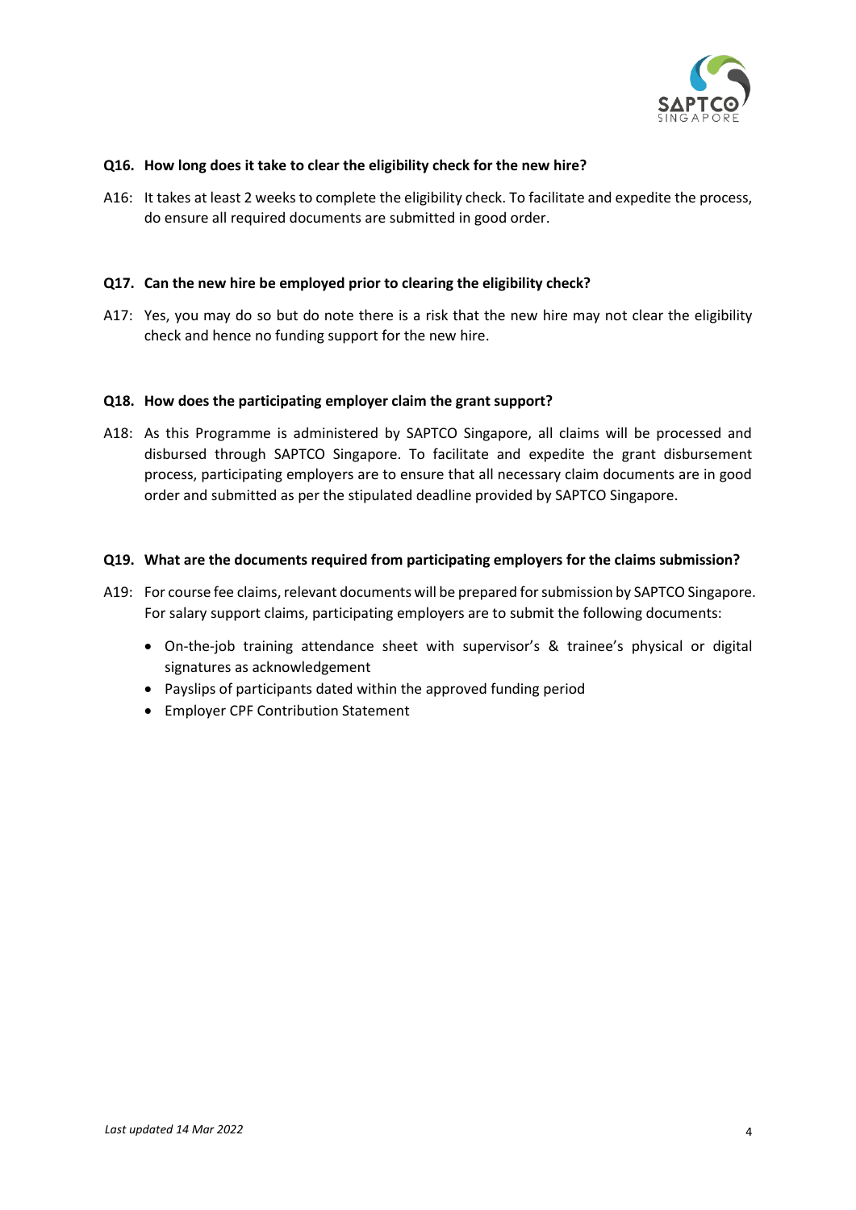**Q16. How long does it take to clear the eligibility check for the new hire?**

A16: It takes at least 2 weeks to complete the eligibility check. To facilitate and expedite the process, do ensure all required documents are submitted in good order.

**Q17. Can the new hire be employed prior to clearing the eligibility check?**

A17: Yes, you may do so but do note there is a risk that the new hire may not clear the eligibility check and hence no funding support for the new hire.

**Q18. How does the participating employer claim the grant support?**

A18: As this Programme is administered by SAPTCO Singapore, all claims will be processed and disbursed through SAPTCO Singapore. To facilitate and expedite the grant disbursement process, participating employers are to ensure that all necessary claim documents are in good order and submitted as per the stipulated deadline provided by SAPTCO Singapore.

**Q19. What are the documents required from participating employers for the claims submission?**

A19: For course fee claims, relevant documents will be prepared for submission by SAPTCO Singapore. For salary support claims, participating employers are to submit the following documents:

- On-the-job training attendance sheet with supervisor's & trainee's physical or digital signatures as acknowledgement
- Payslips of participants dated within the approved funding period
- Employer CPF Contribution Statement

*Last updated 14 Mar 2022*